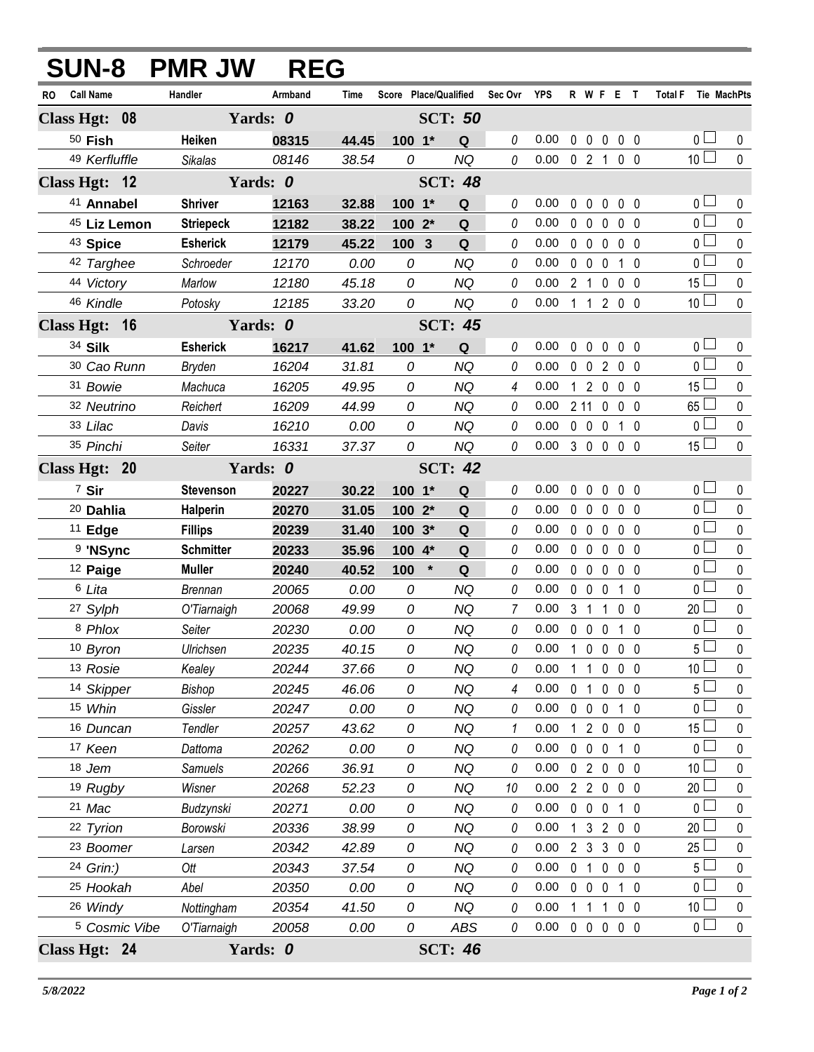# SUN-8 PMR JW REG

| RO | Call Name | Handler | Armband | Time | Score | Place/Qualified | | Sec Ovr | YPS | R | W | F | E | T | Total F | Tie | MachPts |
|---|---|---|---|---|---|---|---|---|---|---|---|---|---|---|---|---|---|
| **Class Hgt: 08** | | **Yards: 0** | | | | **SCT: 50** | | | | | | | | | | | |
| 50 | **Fish** | **Heiken** | **08315** | **44.45** | **100** | **1*** | **Q** | 0 | 0.00 | 0 | 0 | 0 | 0 | 0 | 0 | ☐ | 0 |
| 49 | *Kerfluffle* | *Sikalas* | *08146* | *38.54* | *0* | | *NQ* | 0 | 0.00 | 0 | 2 | 1 | 0 | 0 | 10 | ☐ | 0 |
| **Class Hgt: 12** | | **Yards: 0** | | | | **SCT: 48** | | | | | | | | | | | |
| 41 | **Annabel** | **Shriver** | **12163** | **32.88** | **100** | **1*** | **Q** | 0 | 0.00 | 0 | 0 | 0 | 0 | 0 | 0 | ☐ | 0 |
| 45 | **Liz Lemon** | **Striepeck** | **12182** | **38.22** | **100** | **2*** | **Q** | 0 | 0.00 | 0 | 0 | 0 | 0 | 0 | 0 | ☐ | 0 |
| 43 | **Spice** | **Esherick** | **12179** | **45.22** | **100** | **3** | **Q** | 0 | 0.00 | 0 | 0 | 0 | 0 | 0 | 0 | ☐ | 0 |
| 42 | *Targhee* | *Schroeder* | *12170* | *0.00* | *0* | | *NQ* | 0 | 0.00 | 0 | 0 | 0 | 1 | 0 | 0 | ☐ | 0 |
| 44 | *Victory* | *Marlow* | *12180* | *45.18* | *0* | | *NQ* | 0 | 0.00 | 2 | 1 | 0 | 0 | 0 | 15 | ☐ | 0 |
| 46 | *Kindle* | *Potosky* | *12185* | *33.20* | *0* | | *NQ* | 0 | 0.00 | 1 | 1 | 2 | 0 | 0 | 10 | ☐ | 0 |
| **Class Hgt: 16** | | **Yards: 0** | | | | **SCT: 45** | | | | | | | | | | | |
| 34 | **Silk** | **Esherick** | **16217** | **41.62** | **100** | **1*** | **Q** | 0 | 0.00 | 0 | 0 | 0 | 0 | 0 | 0 | ☐ | 0 |
| 30 | *Cao Runn* | *Bryden* | *16204* | *31.81* | *0* | | *NQ* | 0 | 0.00 | 0 | 0 | 2 | 0 | 0 | 0 | ☐ | 0 |
| 31 | *Bowie* | *Machuca* | *16205* | *49.95* | *0* | | *NQ* | 4 | 0.00 | 1 | 2 | 0 | 0 | 0 | 15 | ☐ | 0 |
| 32 | *Neutrino* | *Reichert* | *16209* | *44.99* | *0* | | *NQ* | 0 | 0.00 | 2 | 11 | 0 | 0 | 0 | 65 | ☐ | 0 |
| 33 | *Lilac* | *Davis* | *16210* | *0.00* | *0* | | *NQ* | 0 | 0.00 | 0 | 0 | 0 | 1 | 0 | 0 | ☐ | 0 |
| 35 | *Pinchi* | *Seiter* | *16331* | *37.37* | *0* | | *NQ* | 0 | 0.00 | 3 | 0 | 0 | 0 | 0 | 15 | ☐ | 0 |
| **Class Hgt: 20** | | **Yards: 0** | | | | **SCT: 42** | | | | | | | | | | | |
| 7 | **Sir** | **Stevenson** | **20227** | **30.22** | **100** | **1*** | **Q** | 0 | 0.00 | 0 | 0 | 0 | 0 | 0 | 0 | ☐ | 0 |
| 20 | **Dahlia** | **Halperin** | **20270** | **31.05** | **100** | **2*** | **Q** | 0 | 0.00 | 0 | 0 | 0 | 0 | 0 | 0 | ☐ | 0 |
| 11 | **Edge** | **Fillips** | **20239** | **31.40** | **100** | **3*** | **Q** | 0 | 0.00 | 0 | 0 | 0 | 0 | 0 | 0 | ☐ | 0 |
| 9 | **'NSync** | **Schmitter** | **20233** | **35.96** | **100** | **4*** | **Q** | 0 | 0.00 | 0 | 0 | 0 | 0 | 0 | 0 | ☐ | 0 |
| 12 | **Paige** | **Muller** | **20240** | **40.52** | **100** | ***** | **Q** | 0 | 0.00 | 0 | 0 | 0 | 0 | 0 | 0 | ☐ | 0 |
| 6 | *Lita* | *Brennan* | *20065* | *0.00* | *0* | | *NQ* | 0 | 0.00 | 0 | 0 | 0 | 1 | 0 | 0 | ☐ | 0 |
| 27 | *Sylph* | *O'Tiarnaigh* | *20068* | *49.99* | *0* | | *NQ* | 7 | 0.00 | 3 | 1 | 1 | 0 | 0 | 20 | ☐ | 0 |
| 8 | *Phlox* | *Seiter* | *20230* | *0.00* | *0* | | *NQ* | 0 | 0.00 | 0 | 0 | 0 | 1 | 0 | 0 | ☐ | 0 |
| 10 | *Byron* | *Ulrichsen* | *20235* | *40.15* | *0* | | *NQ* | 0 | 0.00 | 1 | 0 | 0 | 0 | 0 | 5 | ☐ | 0 |
| 13 | *Rosie* | *Kealey* | *20244* | *37.66* | *0* | | *NQ* | 0 | 0.00 | 1 | 1 | 0 | 0 | 0 | 10 | ☐ | 0 |
| 14 | *Skipper* | *Bishop* | *20245* | *46.06* | *0* | | *NQ* | 4 | 0.00 | 0 | 1 | 0 | 0 | 0 | 5 | ☐ | 0 |
| 15 | *Whin* | *Gissler* | *20247* | *0.00* | *0* | | *NQ* | 0 | 0.00 | 0 | 0 | 0 | 1 | 0 | 0 | ☐ | 0 |
| 16 | *Duncan* | *Tendler* | *20257* | *43.62* | *0* | | *NQ* | 1 | 0.00 | 1 | 2 | 0 | 0 | 0 | 15 | ☐ | 0 |
| 17 | *Keen* | *Dattoma* | *20262* | *0.00* | *0* | | *NQ* | 0 | 0.00 | 0 | 0 | 0 | 1 | 0 | 0 | ☐ | 0 |
| 18 | *Jem* | *Samuels* | *20266* | *36.91* | *0* | | *NQ* | 0 | 0.00 | 0 | 2 | 0 | 0 | 0 | 10 | ☐ | 0 |
| 19 | *Rugby* | *Wisner* | *20268* | *52.23* | *0* | | *NQ* | 10 | 0.00 | 2 | 2 | 0 | 0 | 0 | 20 | ☐ | 0 |
| 21 | *Mac* | *Budzynski* | *20271* | *0.00* | *0* | | *NQ* | 0 | 0.00 | 0 | 0 | 0 | 1 | 0 | 0 | ☐ | 0 |
| 22 | *Tyrion* | *Borowski* | *20336* | *38.99* | *0* | | *NQ* | 0 | 0.00 | 1 | 3 | 2 | 0 | 0 | 20 | ☐ | 0 |
| 23 | *Boomer* | *Larsen* | *20342* | *42.89* | *0* | | *NQ* | 0 | 0.00 | 2 | 3 | 3 | 0 | 0 | 25 | ☐ | 0 |
| 24 | *Grin:)* | *Ott* | *20343* | *37.54* | *0* | | *NQ* | 0 | 0.00 | 0 | 1 | 0 | 0 | 0 | 5 | ☐ | 0 |
| 25 | *Hookah* | *Abel* | *20350* | *0.00* | *0* | | *NQ* | 0 | 0.00 | 0 | 0 | 0 | 1 | 0 | 0 | ☐ | 0 |
| 26 | *Windy* | *Nottingham* | *20354* | *41.50* | *0* | | *NQ* | 0 | 0.00 | 1 | 1 | 1 | 0 | 0 | 10 | ☐ | 0 |
| 5 | *Cosmic Vibe* | *O'Tiarnaigh* | *20058* | *0.00* | *0* | | *ABS* | 0 | 0.00 | 0 | 0 | 0 | 0 | 0 | 0 | ☐ | 0 |
| **Class Hgt: 24** | | **Yards: 0** | | | | **SCT: 46** | | | | | | | | | | | |

*5/8/2022*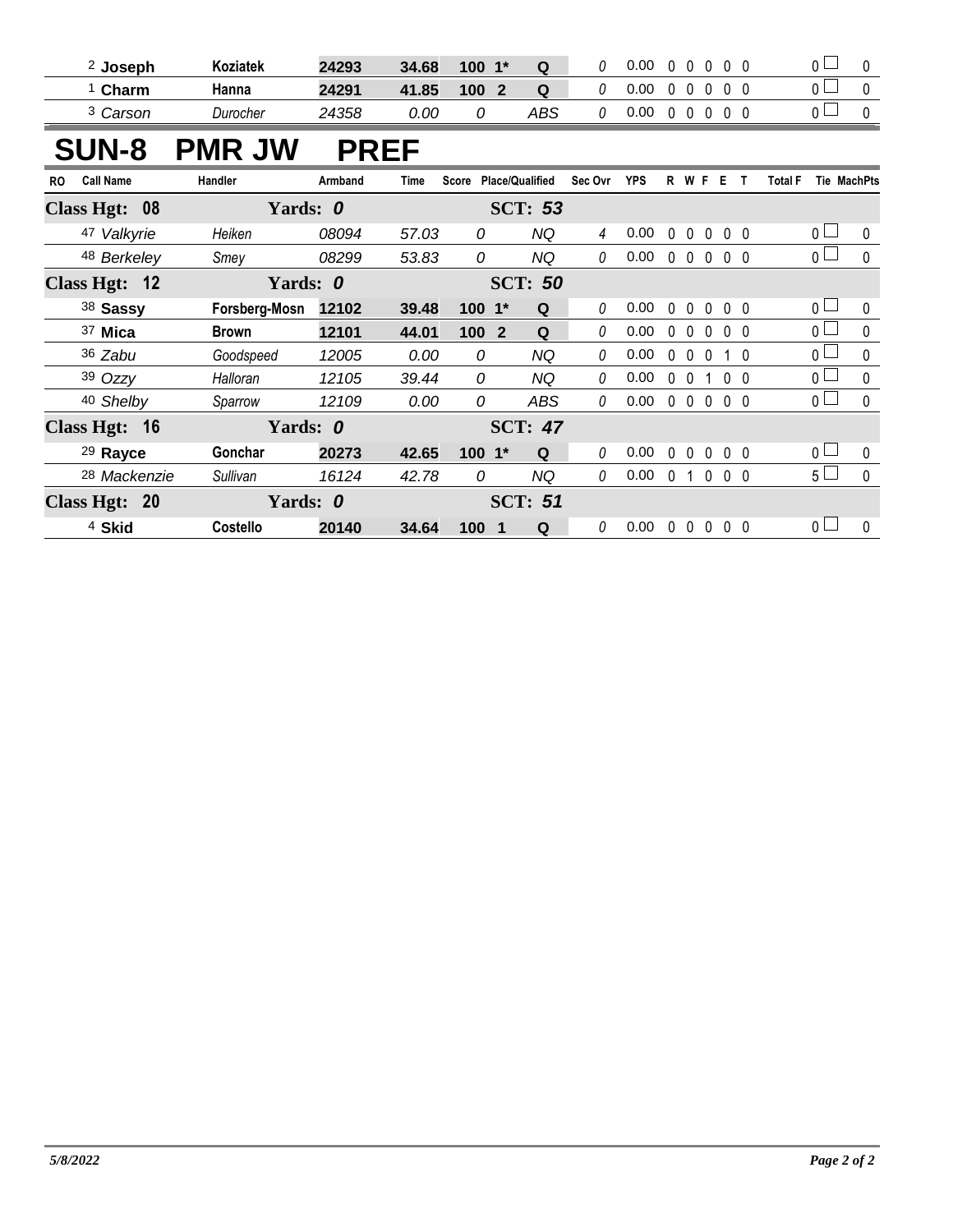| RO | Call Name | Handler | Armband | Time | Score | Place/Qualified | Sec Ovr | YPS | R | W | F | E | T | Total F | Tie | MachPts |
|---|---|---|---|---|---|---|---|---|---|---|---|---|---|---|---|---|
| 2 | **Joseph** | **Koziatek** | **24293** | **34.68** | **100** | **1*** **Q** | 0 | 0.00 | 0 | 0 | 0 | 0 | 0 | 0 | | 0 |
| 1 | **Charm** | **Hanna** | **24291** | **41.85** | **100** | **2** **Q** | 0 | 0.00 | 0 | 0 | 0 | 0 | 0 | 0 | | 0 |
| 3 | *Carson* | *Durocher* | *24358* | *0.00* | *0* | *ABS* | 0 | 0.00 | 0 | 0 | 0 | 0 | 0 | 0 | | 0 |

# SUN-8 PMR JW PREF

| RO | Call Name | Handler | Armband | Time | Score | Place/Qualified | Sec Ovr | YPS | R | W | F | E | T | Total F | Tie | MachPts |
|---|---|---|---|---|---|---|---|---|---|---|---|---|---|---|---|---|
| **Class Hgt: 08** | | **Yards: 0** | | | | **SCT: 53** | | | | | | | | | | |
| 47 | *Valkyrie* | *Heiken* | *08094* | *57.03* | *0* | *NQ* | 4 | 0.00 | 0 | 0 | 0 | 0 | 0 | 0 | | 0 |
| 48 | *Berkeley* | *Smey* | *08299* | *53.83* | *0* | *NQ* | 0 | 0.00 | 0 | 0 | 0 | 0 | 0 | 0 | | 0 |
| **Class Hgt: 12** | | **Yards: 0** | | | | **SCT: 50** | | | | | | | | | | |
| 38 | **Sassy** | **Forsberg-Mosn** | **12102** | **39.48** | **100** | **1*** **Q** | 0 | 0.00 | 0 | 0 | 0 | 0 | 0 | 0 | | 0 |
| 37 | **Mica** | **Brown** | **12101** | **44.01** | **100** | **2** **Q** | 0 | 0.00 | 0 | 0 | 0 | 0 | 0 | 0 | | 0 |
| 36 | *Zabu* | *Goodspeed* | *12005* | *0.00* | *0* | *NQ* | 0 | 0.00 | 0 | 0 | 0 | 1 | 0 | 0 | | 0 |
| 39 | *Ozzy* | *Halloran* | *12105* | *39.44* | *0* | *NQ* | 0 | 0.00 | 0 | 0 | 1 | 0 | 0 | 0 | | 0 |
| 40 | *Shelby* | *Sparrow* | *12109* | *0.00* | *0* | *ABS* | 0 | 0.00 | 0 | 0 | 0 | 0 | 0 | 0 | | 0 |
| **Class Hgt: 16** | | **Yards: 0** | | | | **SCT: 47** | | | | | | | | | | |
| 29 | **Rayce** | **Gonchar** | **20273** | **42.65** | **100** | **1*** **Q** | 0 | 0.00 | 0 | 0 | 0 | 0 | 0 | 0 | | 0 |
| 28 | *Mackenzie* | *Sullivan* | *16124* | *42.78* | *0* | *NQ* | 0 | 0.00 | 0 | 1 | 0 | 0 | 0 | 5 | | 0 |
| **Class Hgt: 20** | | **Yards: 0** | | | | **SCT: 51** | | | | | | | | | | |
| 4 | **Skid** | **Costello** | **20140** | **34.64** | **100** | **1** **Q** | 0 | 0.00 | 0 | 0 | 0 | 0 | 0 | 0 | | 0 |

*5/8/2022*